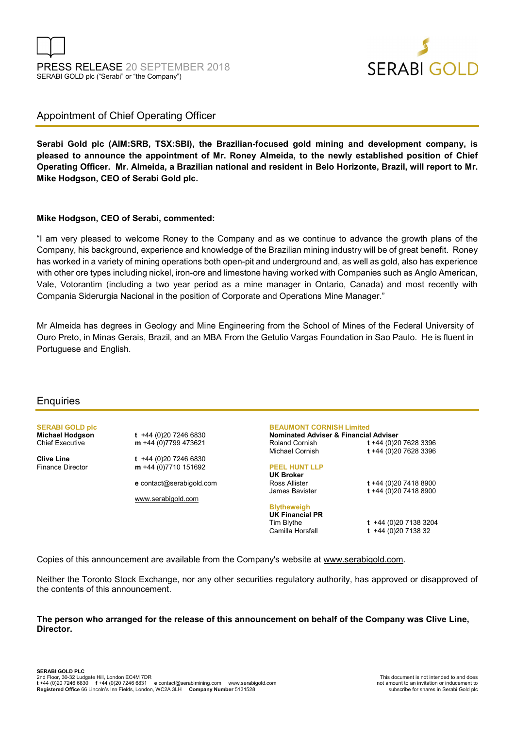PRESS RELEASE 20 SEPTEMBER 2018
SERABI GOLD plc ("Serabi" or "the Company")

SERABI GOLD

# Appointment of Chief Operating Officer

**Serabi Gold plc (AIM:SRB, TSX:SBI), the Brazilian-focused gold mining and development company, is pleased to announce the appointment of Mr. Roney Almeida, to the newly established position of Chief Operating Officer. Mr. Almeida, a Brazilian national and resident in Belo Horizonte, Brazil, will report to Mr. Mike Hodgson, CEO of Serabi Gold plc.**

**Mike Hodgson, CEO of Serabi, commented:**

"I am very pleased to welcome Roney to the Company and as we continue to advance the growth plans of the Company, his background, experience and knowledge of the Brazilian mining industry will be of great benefit. Roney has worked in a variety of mining operations both open-pit and underground and, as well as gold, also has experience with other ore types including nickel, iron-ore and limestone having worked with Companies such as Anglo American, Vale, Votorantim (including a two year period as a mine manager in Ontario, Canada) and most recently with Compania Siderurgia Nacional in the position of Corporate and Operations Mine Manager."

Mr Almeida has degrees in Geology and Mine Engineering from the School of Mines of the Federal University of Ouro Preto, in Minas Gerais, Brazil, and an MBA From the Getulio Vargas Foundation in Sao Paulo. He is fluent in Portuguese and English.

# Enquiries

**SERABI GOLD plc**

**Michael Hodgson**
Chief Executive
**t** +44 (0)20 7246 6830
**m** +44 (0)7799 473621

**Clive Line**
Finance Director
**t** +44 (0)20 7246 6830
**m** +44 (0)7710 151692

**e** contact@serabigold.com

www.serabigold.com

**BEAUMONT CORNISH Limited**
**Nominated Adviser & Financial Adviser**
Roland Cornish **t** +44 (0)20 7628 3396
Michael Cornish **t** +44 (0)20 7628 3396

**PEEL HUNT LLP**
**UK Broker**
Ross Allister **t** +44 (0)20 7418 8900
James Bavister **t** +44 (0)20 7418 8900

**Blytheweigh**
**UK Financial PR**
Tim Blythe **t** +44 (0)20 7138 3204
Camilla Horsfall **t** +44 (0)20 7138 32

Copies of this announcement are available from the Company's website at www.serabigold.com.

Neither the Toronto Stock Exchange, nor any other securities regulatory authority, has approved or disapproved of the contents of this announcement.

**The person who arranged for the release of this announcement on behalf of the Company was Clive Line, Director.**

**SERABI GOLD PLC**
2nd Floor, 30-32 Ludgate Hill, London EC4M 7DR
**t** +44 (0)20 7246 6830 **f** +44 (0)20 7246 6831 **e** contact@serabimining.com www.serabigold.com
**Registered Office** 66 Lincoln's Inn Fields, London, WC2A 3LH **Company Number** 5131528

This document is not intended to and does not amount to an invitation or inducement to subscribe for shares in Serabi Gold plc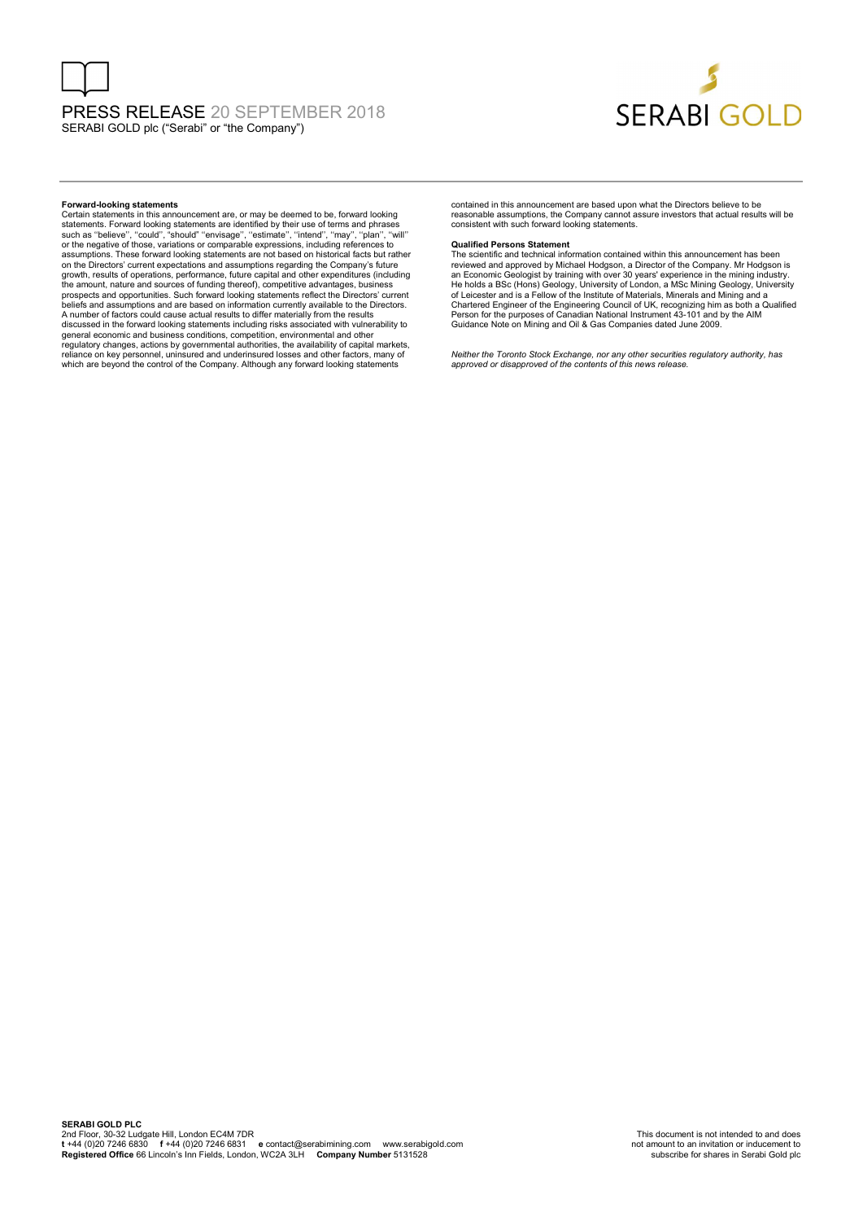**Forward-looking statements**
Certain statements in this announcement are, or may be deemed to be, forward looking statements. Forward looking statements are identified by their use of terms and phrases such as ''believe'', ''could'', "should" ''envisage'', ''estimate'', ''intend'', ''may'', ''plan'', ''will'' or the negative of those, variations or comparable expressions, including references to assumptions. These forward looking statements are not based on historical facts but rather on the Directors' current expectations and assumptions regarding the Company's future growth, results of operations, performance, future capital and other expenditures (including the amount, nature and sources of funding thereof), competitive advantages, business prospects and opportunities. Such forward looking statements reflect the Directors' current beliefs and assumptions and are based on information currently available to the Directors. A number of factors could cause actual results to differ materially from the results discussed in the forward looking statements including risks associated with vulnerability to general economic and business conditions, competition, environmental and other regulatory changes, actions by governmental authorities, the availability of capital markets, reliance on key personnel, uninsured and underinsured losses and other factors, many of which are beyond the control of the Company. Although any forward looking statements contained in this announcement are based upon what the Directors believe to be reasonable assumptions, the Company cannot assure investors that actual results will be consistent with such forward looking statements.

**Qualified Persons Statement**
The scientific and technical information contained within this announcement has been reviewed and approved by Michael Hodgson, a Director of the Company. Mr Hodgson is an Economic Geologist by training with over 30 years' experience in the mining industry. He holds a BSc (Hons) Geology, University of London, a MSc Mining Geology, University of Leicester and is a Fellow of the Institute of Materials, Minerals and Mining and a Chartered Engineer of the Engineering Council of UK, recognizing him as both a Qualified Person for the purposes of Canadian National Instrument 43-101 and by the AIM Guidance Note on Mining and Oil & Gas Companies dated June 2009.

*Neither the Toronto Stock Exchange, nor any other securities regulatory authority, has approved or disapproved of the contents of this news release.*